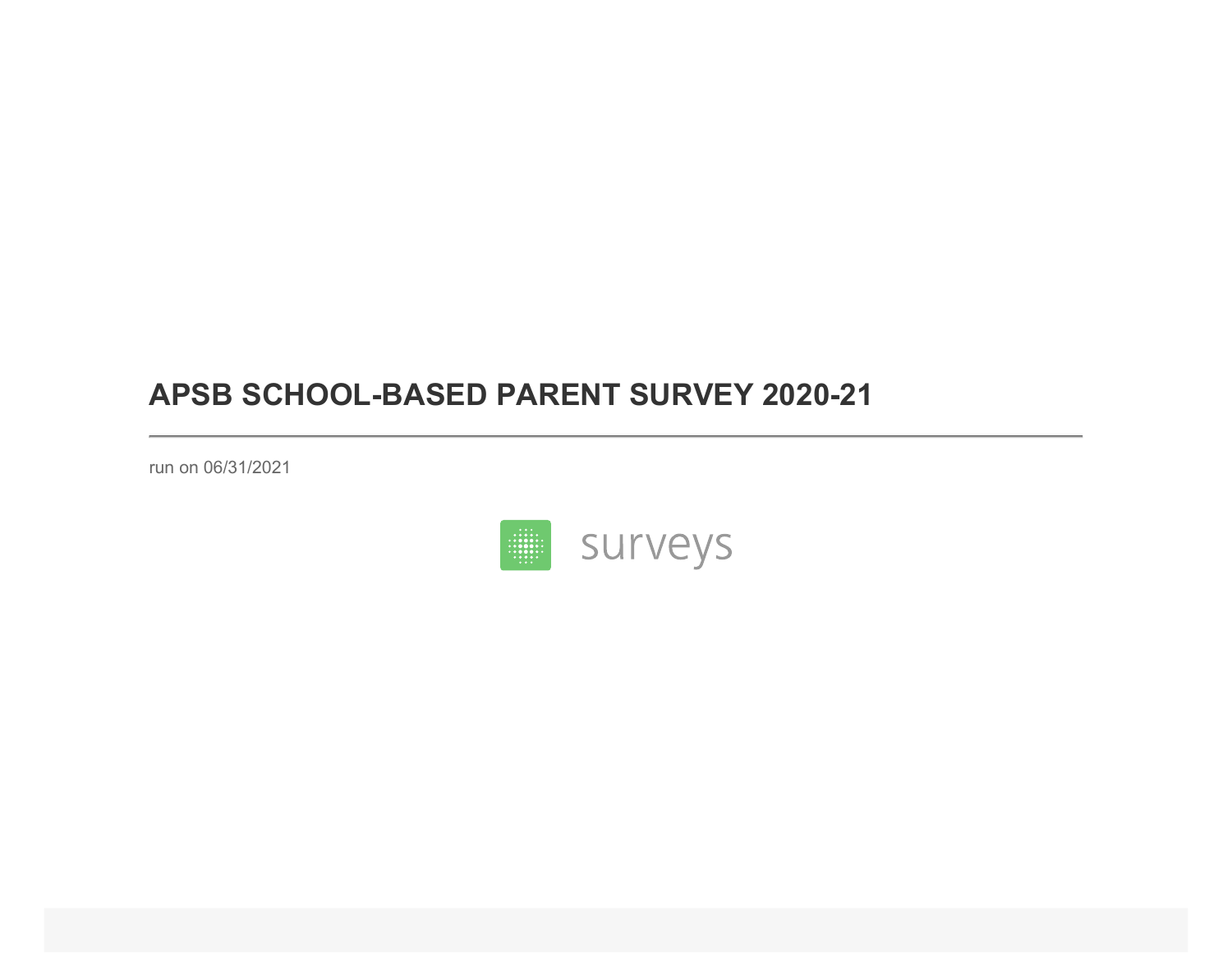# APSB SCHOOL-BASED PARENT SURVEY 2020-21

run on 06/31/2021

surveys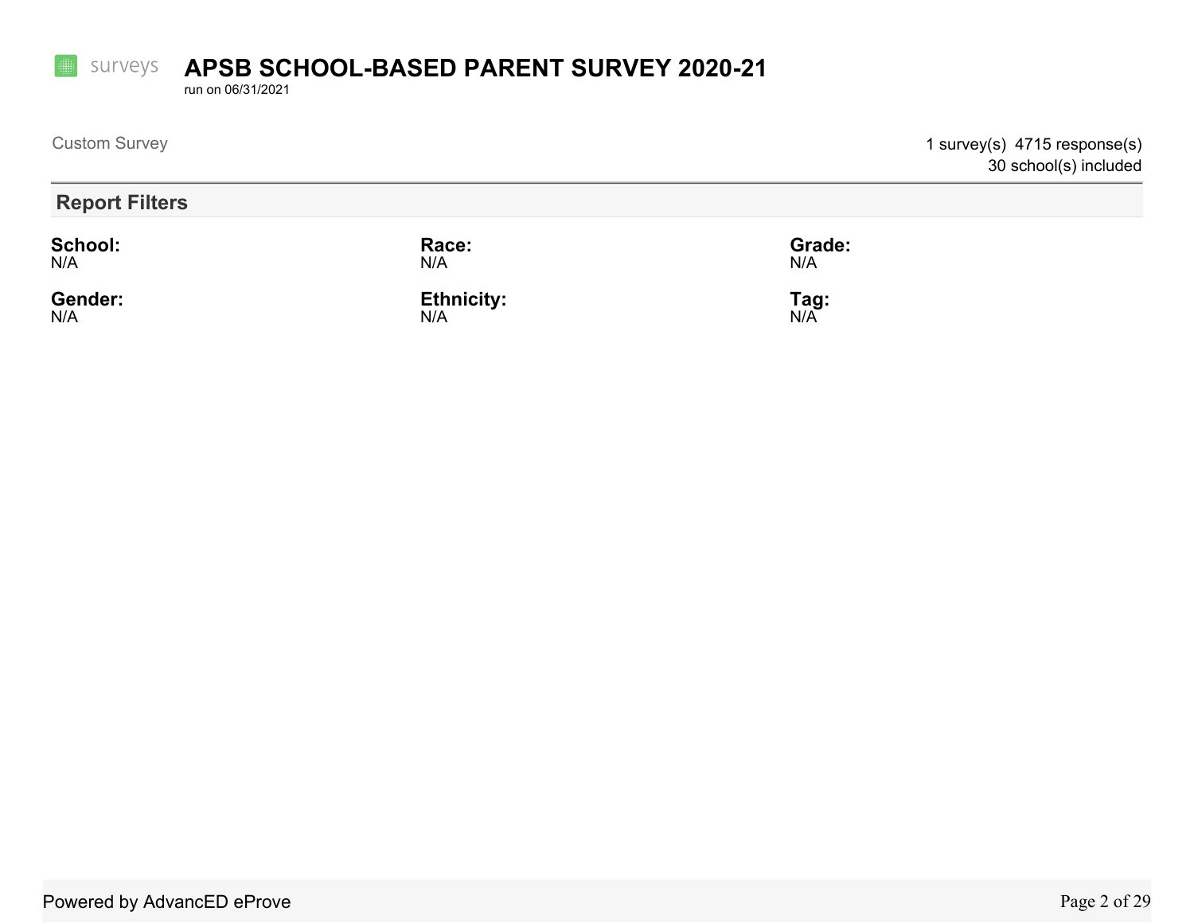surveys

# APSB SCHOOL-BASED PARENT SURVEY 2020-21

run on 06/31/2021

Custom Survey

1 survey(s) 4715 response(s)
30 school(s) included

## Report Filters

**School:**
N/A

**Race:**
N/A

**Grade:**
N/A

**Gender:**
N/A

**Ethnicity:**
N/A

**Tag:**
N/A

Powered by AdvancED eProve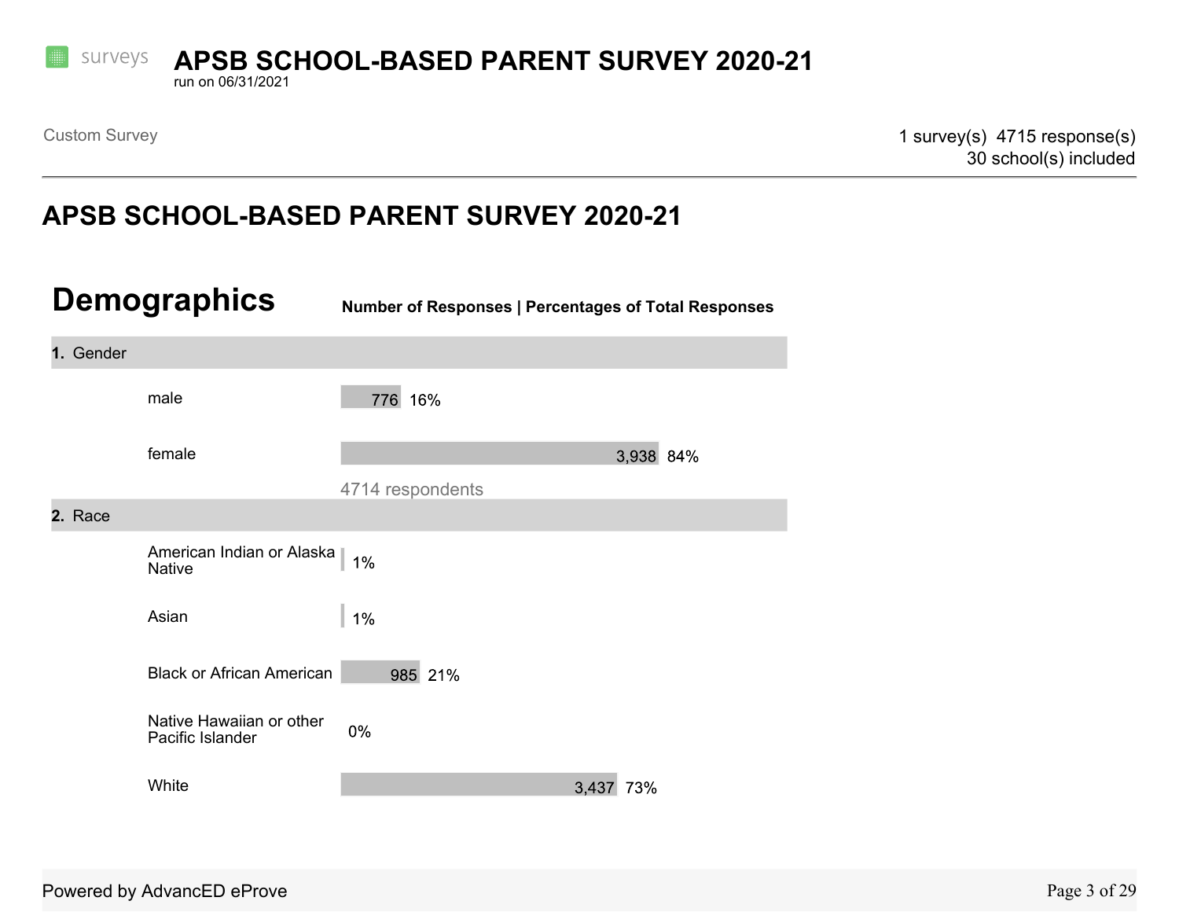# APSB SCHOOL-BASED PARENT SURVEY 2020-21

run on 06/31/2021

Custom Survey

1 survey(s) 4715 response(s)
30 school(s) included

## APSB SCHOOL-BASED PARENT SURVEY 2020-21

## Demographics

**Number of Responses | Percentages of Total Responses**

**1.** Gender

| Response | Number | Percentage |
|---|---|---|
| male | 776 | 16% |
| female | 3,938 | 84% |

4714 respondents

**2.** Race

| Response | Number | Percentage |
|---|---|---|
| American Indian or Alaska Native | | 1% |
| Asian | | 1% |
| Black or African American | 985 | 21% |
| Native Hawaiian or other Pacific Islander | | 0% |
| White | 3,437 | 73% |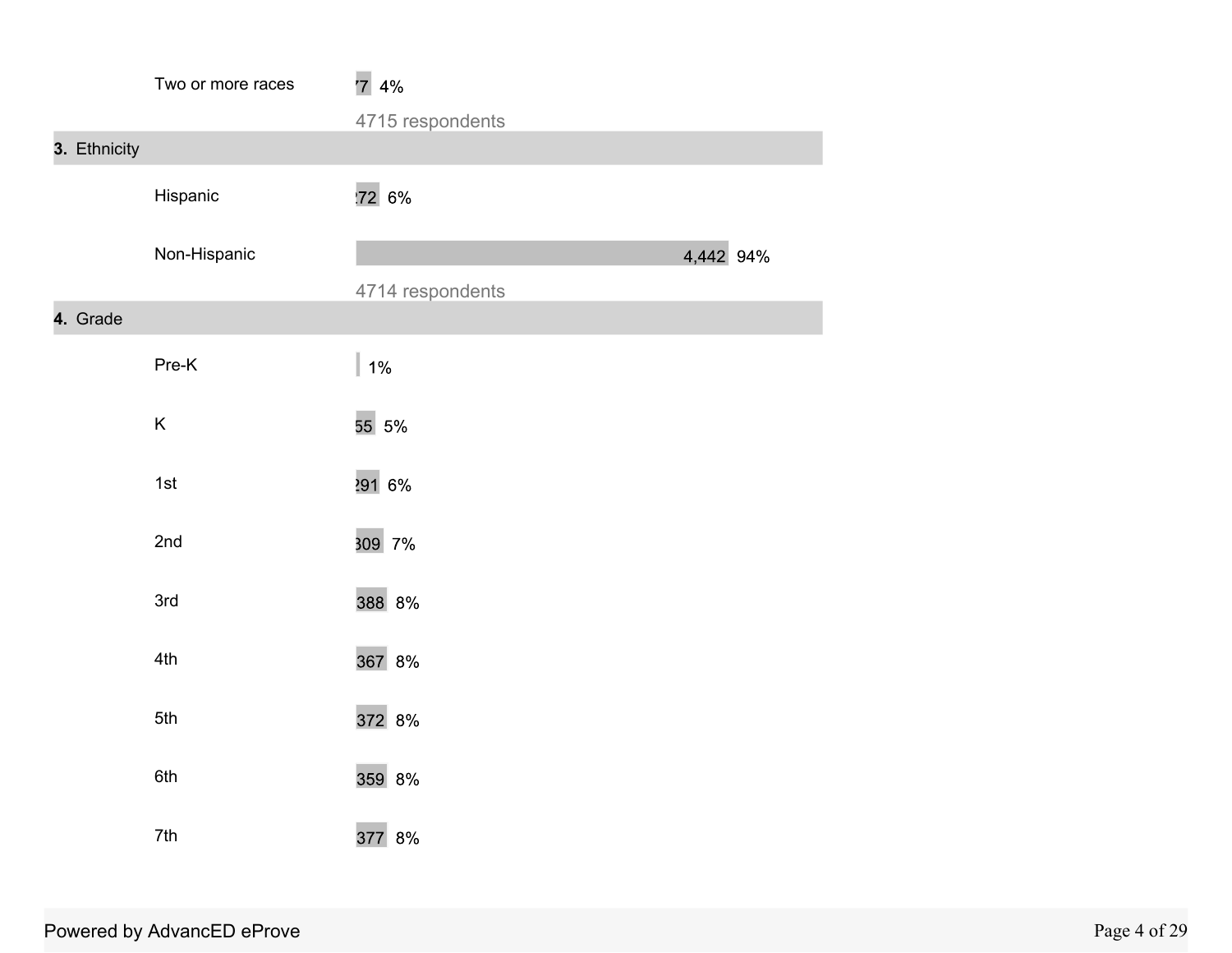| Two or more races | 77 | 4% |
|---|---|---|

4715 respondents

**3.** Ethnicity

| Option | Count | Percent |
|---|---|---|
| Hispanic | 272 | 6% |
| Non-Hispanic | 4,442 | 94% |

4714 respondents

**4.** Grade

| Option | Count | Percent |
|---|---|---|
| Pre-K | | 1% |
| K | 55 | 5% |
| 1st | 291 | 6% |
| 2nd | 309 | 7% |
| 3rd | 388 | 8% |
| 4th | 367 | 8% |
| 5th | 372 | 8% |
| 6th | 359 | 8% |
| 7th | 377 | 8% |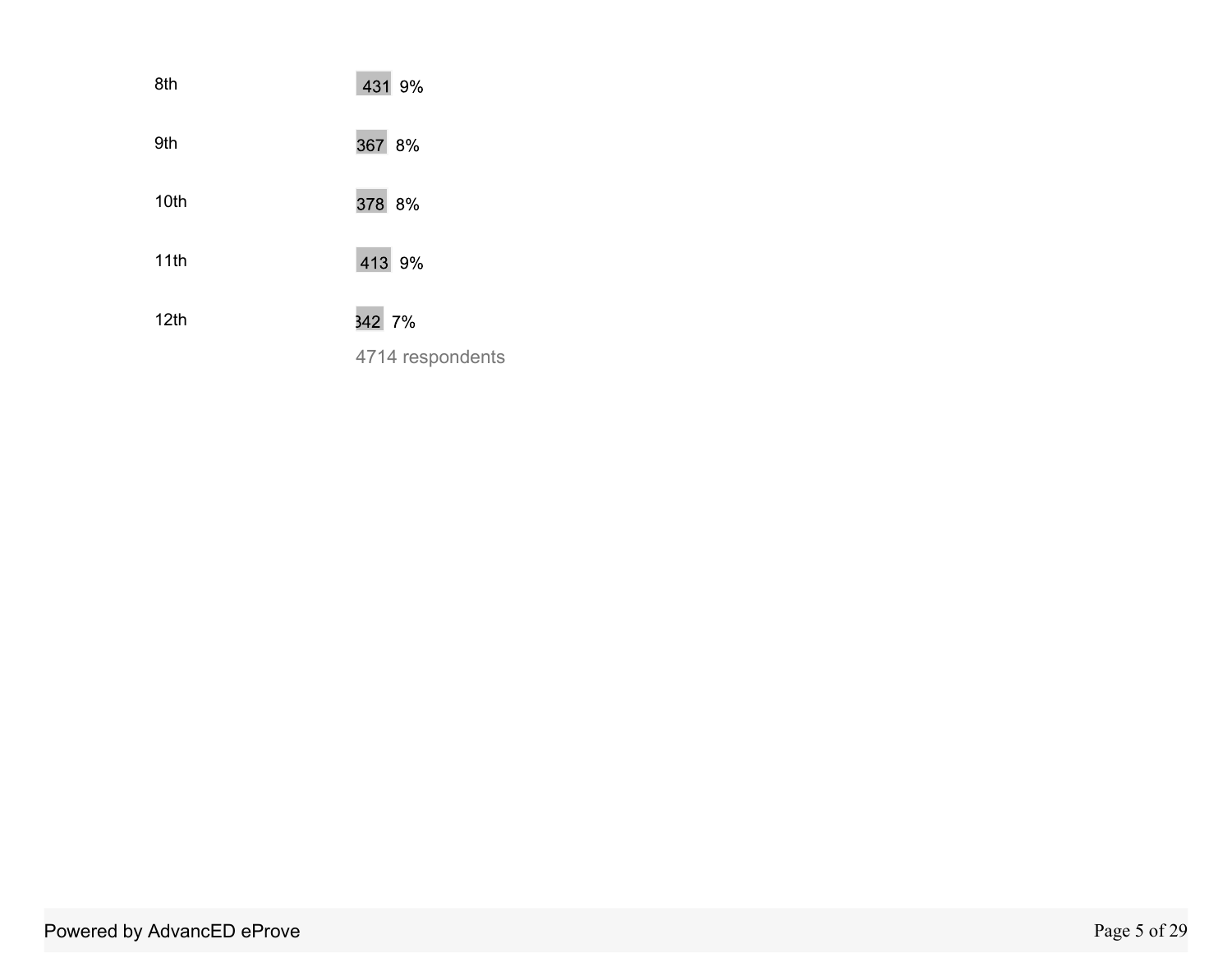| Grade | Count | Percent |
| --- | --- | --- |
| 8th | 431 | 9% |
| 9th | 367 | 8% |
| 10th | 378 | 8% |
| 11th | 413 | 9% |
| 12th | 342 | 7% |

4714 respondents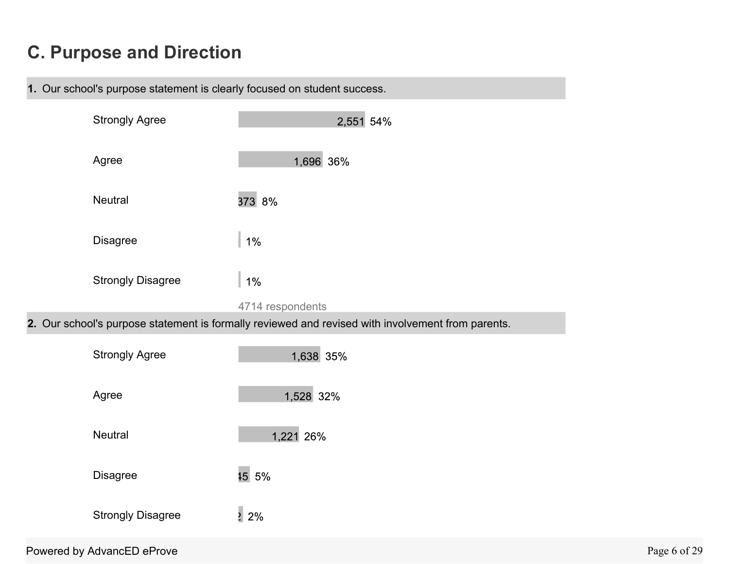## C. Purpose and Direction

**1.** Our school's purpose statement is clearly focused on student success.

| Response | Count | Percent |
|---|---|---|
| Strongly Agree | 2,551 | 54% |
| Agree | 1,696 | 36% |
| Neutral | 373 | 8% |
| Disagree | | 1% |
| Strongly Disagree | | 1% |

4714 respondents

**2.** Our school's purpose statement is formally reviewed and revised with involvement from parents.

| Response | Count | Percent |
|---|---|---|
| Strongly Agree | 1,638 | 35% |
| Agree | 1,528 | 32% |
| Neutral | 1,221 | 26% |
| Disagree | 45 | 5% |
| Strongly Disagree | 2 | 2% |

Powered by AdvancED eProve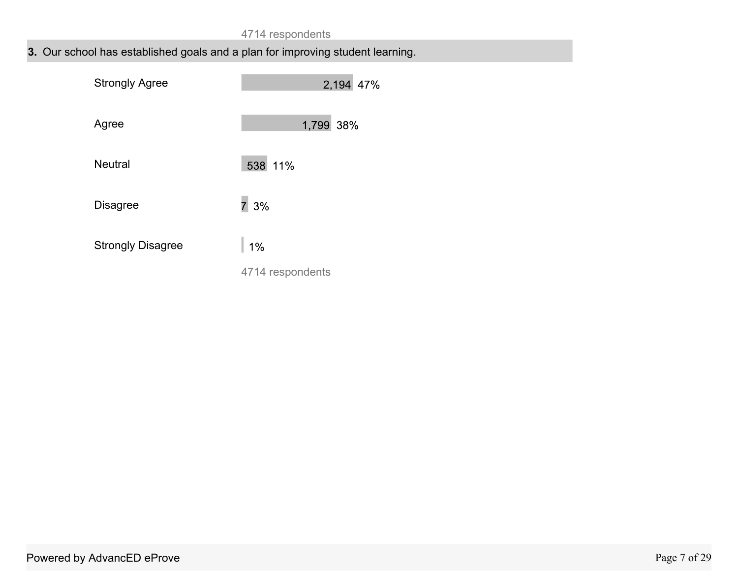4714 respondents

**3.** Our school has established goals and a plan for improving student learning.

| Response | Count | Percent |
|---|---|---|
| Strongly Agree | 2,194 | 47% |
| Agree | 1,799 | 38% |
| Neutral | 538 | 11% |
| Disagree | 7 | 3% |
| Strongly Disagree | | 1% |

4714 respondents

Powered by AdvancED eProve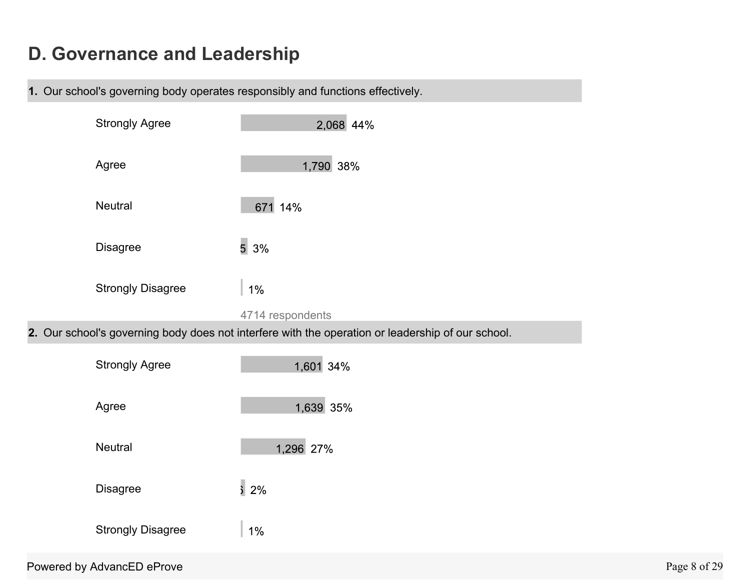## D. Governance and Leadership

**1.** Our school's governing body operates responsibly and functions effectively.

| Response | Count | Percent |
| --- | --- | --- |
| Strongly Agree | 2,068 | 44% |
| Agree | 1,790 | 38% |
| Neutral | 671 | 14% |
| Disagree | 5 | 3% |
| Strongly Disagree | | 1% |

4714 respondents

**2.** Our school's governing body does not interfere with the operation or leadership of our school.

| Response | Count | Percent |
| --- | --- | --- |
| Strongly Agree | 1,601 | 34% |
| Agree | 1,639 | 35% |
| Neutral | 1,296 | 27% |
| Disagree | | 2% |
| Strongly Disagree | | 1% |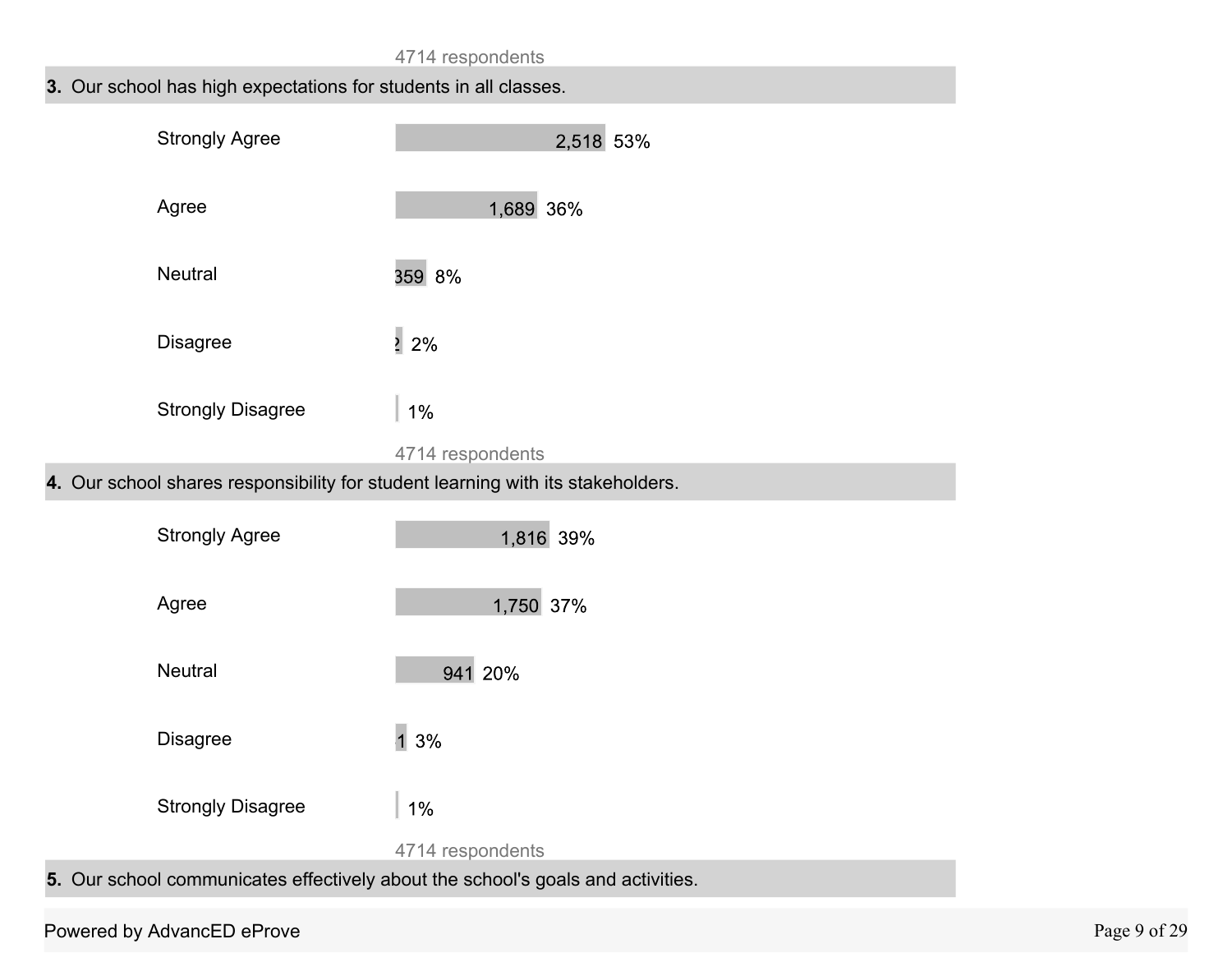4714 respondents

**3.** Our school has high expectations for students in all classes.

| Response | Count | Percent |
|---|---|---|
| Strongly Agree | 2,518 | 53% |
| Agree | 1,689 | 36% |
| Neutral | 359 | 8% |
| Disagree | 2 | 2% |
| Strongly Disagree | | 1% |

4714 respondents

**4.** Our school shares responsibility for student learning with its stakeholders.

| Response | Count | Percent |
|---|---|---|
| Strongly Agree | 1,816 | 39% |
| Agree | 1,750 | 37% |
| Neutral | 941 | 20% |
| Disagree | 1 | 3% |
| Strongly Disagree | | 1% |

4714 respondents

**5.** Our school communicates effectively about the school's goals and activities.

Powered by AdvancED eProve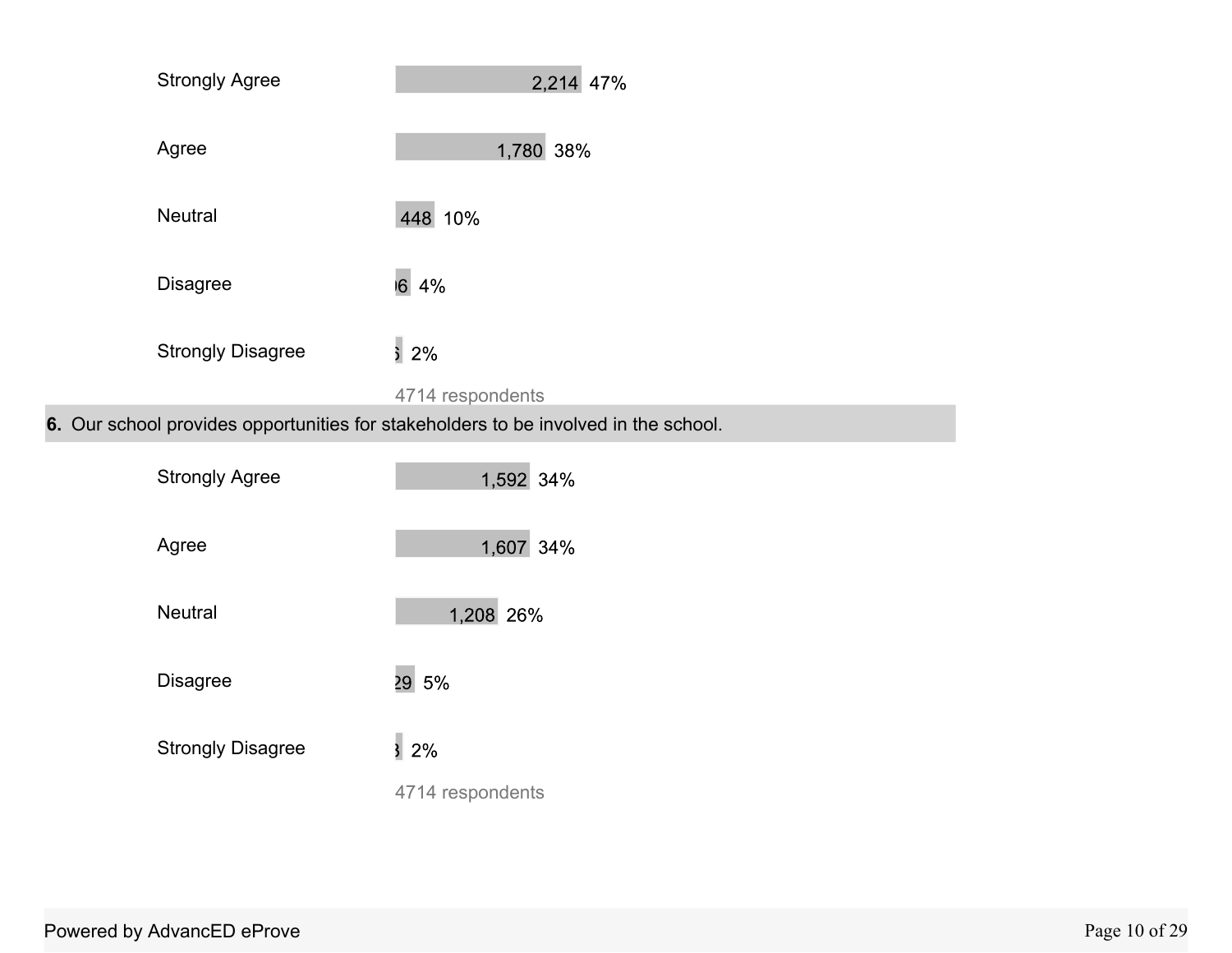| Response | Count | Percent |
|---|---|---|
| Strongly Agree | 2,214 | 47% |
| Agree | 1,780 | 38% |
| Neutral | 448 | 10% |
| Disagree | )6 | 4% |
| Strongly Disagree | ; | 2% |

4714 respondents

**6.** Our school provides opportunities for stakeholders to be involved in the school.

| Response | Count | Percent |
|---|---|---|
| Strongly Agree | 1,592 | 34% |
| Agree | 1,607 | 34% |
| Neutral | 1,208 | 26% |
| Disagree | 29 | 5% |
| Strongly Disagree | 3 | 2% |

4714 respondents

Powered by AdvancED eProve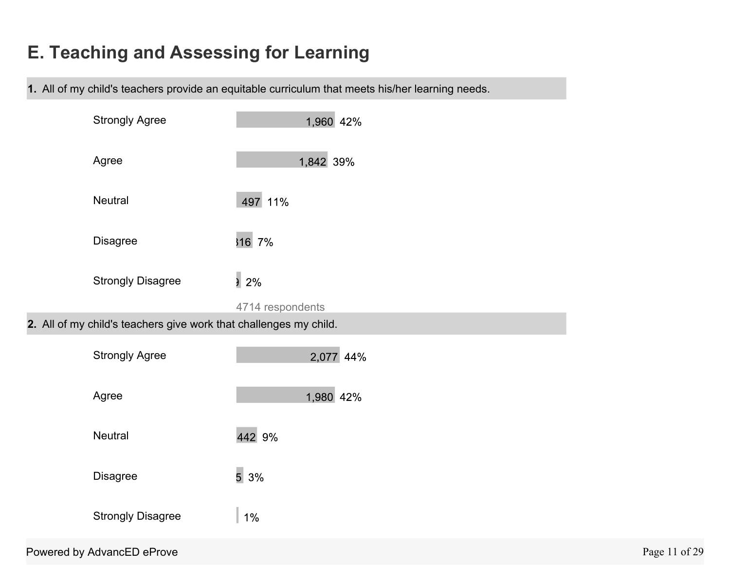# E. Teaching and Assessing for Learning

**1.** All of my child's teachers provide an equitable curriculum that meets his/her learning needs.

| Response | Count | Percent |
|---|---|---|
| Strongly Agree | 1,960 | 42% |
| Agree | 1,842 | 39% |
| Neutral | 497 | 11% |
| Disagree | 316 | 7% |
| Strongly Disagree | 9 | 2% |

4714 respondents

**2.** All of my child's teachers give work that challenges my child.

| Response | Count | Percent |
|---|---|---|
| Strongly Agree | 2,077 | 44% |
| Agree | 1,980 | 42% |
| Neutral | 442 | 9% |
| Disagree | 5 | 3% |
| Strongly Disagree | | 1% |

Powered by AdvancED eProve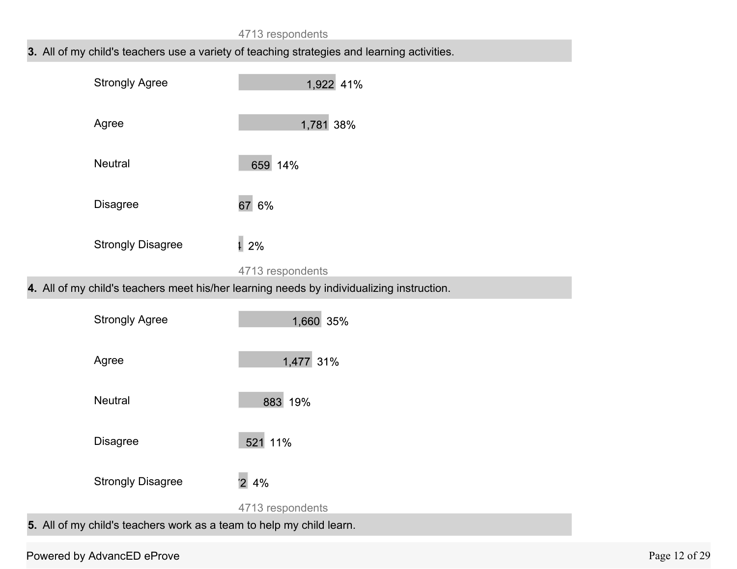4713 respondents

**3.** All of my child's teachers use a variety of teaching strategies and learning activities.

| Response | Count | Percent |
|---|---|---|
| Strongly Agree | 1,922 | 41% |
| Agree | 1,781 | 38% |
| Neutral | 659 | 14% |
| Disagree | 67 | 6% |
| Strongly Disagree | 4 | 2% |

4713 respondents

**4.** All of my child's teachers meet his/her learning needs by individualizing instruction.

| Response | Count | Percent |
|---|---|---|
| Strongly Agree | 1,660 | 35% |
| Agree | 1,477 | 31% |
| Neutral | 883 | 19% |
| Disagree | 521 | 11% |
| Strongly Disagree | 2 | 4% |

4713 respondents

**5.** All of my child's teachers work as a team to help my child learn.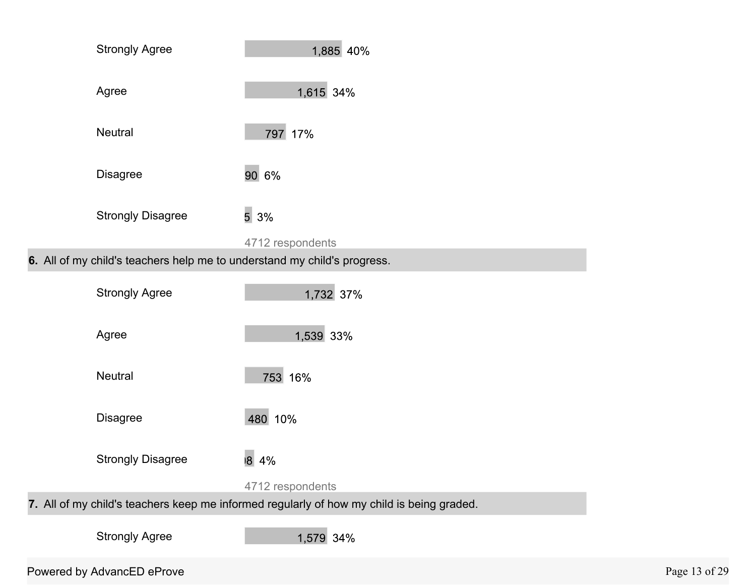| Response | Count | Percent |
|---|---|---|
| Strongly Agree | 1,885 | 40% |
| Agree | 1,615 | 34% |
| Neutral | 797 | 17% |
| Disagree | 90 | 6% |
| Strongly Disagree | 5 | 3% |

4712 respondents

**6.** All of my child's teachers help me to understand my child's progress.

| Response | Count | Percent |
|---|---|---|
| Strongly Agree | 1,732 | 37% |
| Agree | 1,539 | 33% |
| Neutral | 753 | 16% |
| Disagree | 480 | 10% |
| Strongly Disagree | 8 | 4% |

4712 respondents

**7.** All of my child's teachers keep me informed regularly of how my child is being graded.

| Response | Count | Percent |
|---|---|---|
| Strongly Agree | 1,579 | 34% |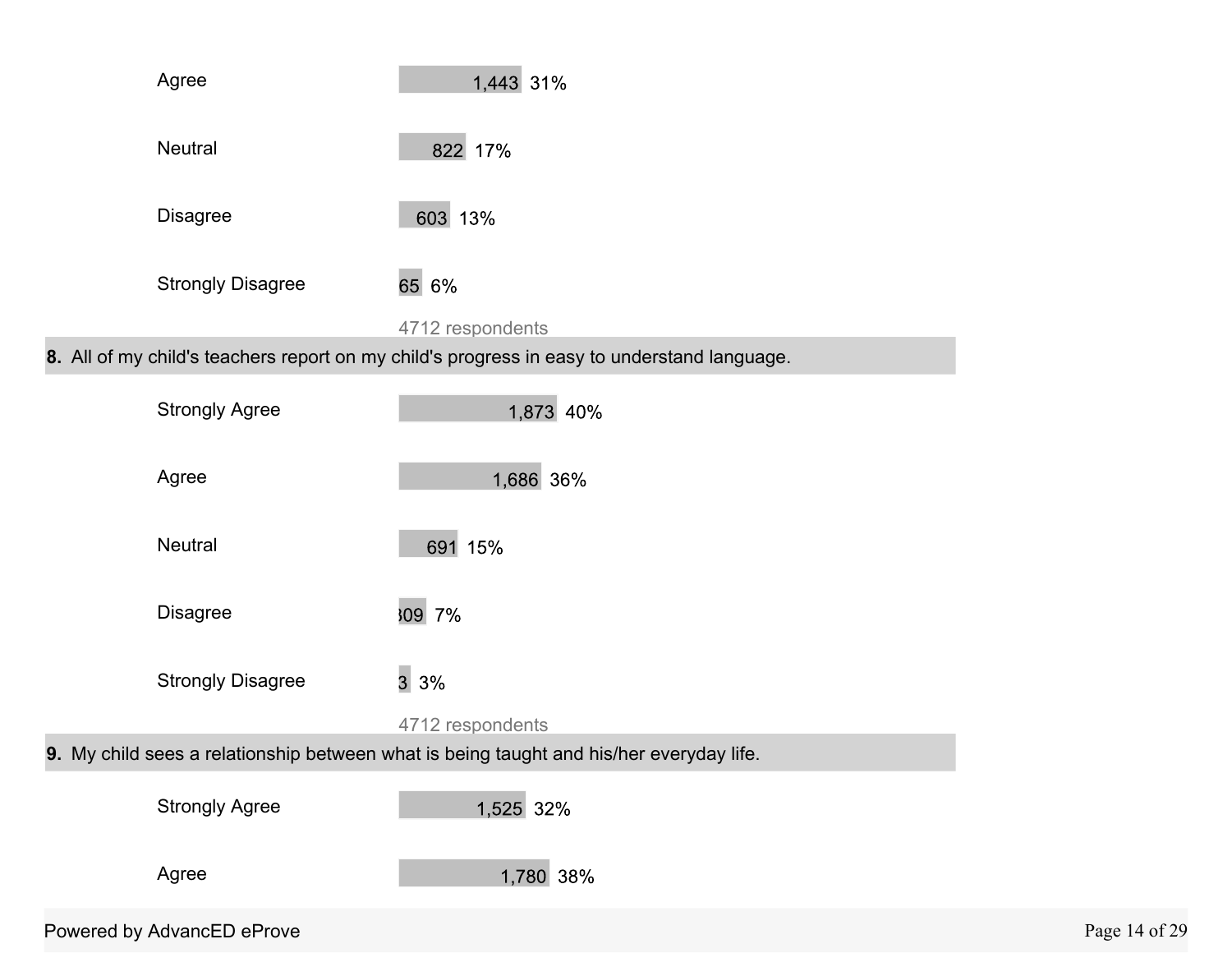| Response | Count | Percent |
| --- | --- | --- |
| Agree | 1,443 | 31% |
| Neutral | 822 | 17% |
| Disagree | 603 | 13% |
| Strongly Disagree | 65 | 6% |

4712 respondents

**8.** All of my child's teachers report on my child's progress in easy to understand language.

| Response | Count | Percent |
| --- | --- | --- |
| Strongly Agree | 1,873 | 40% |
| Agree | 1,686 | 36% |
| Neutral | 691 | 15% |
| Disagree | 309 | 7% |
| Strongly Disagree | 3 | 3% |

4712 respondents

**9.** My child sees a relationship between what is being taught and his/her everyday life.

| Response | Count | Percent |
| --- | --- | --- |
| Strongly Agree | 1,525 | 32% |
| Agree | 1,780 | 38% |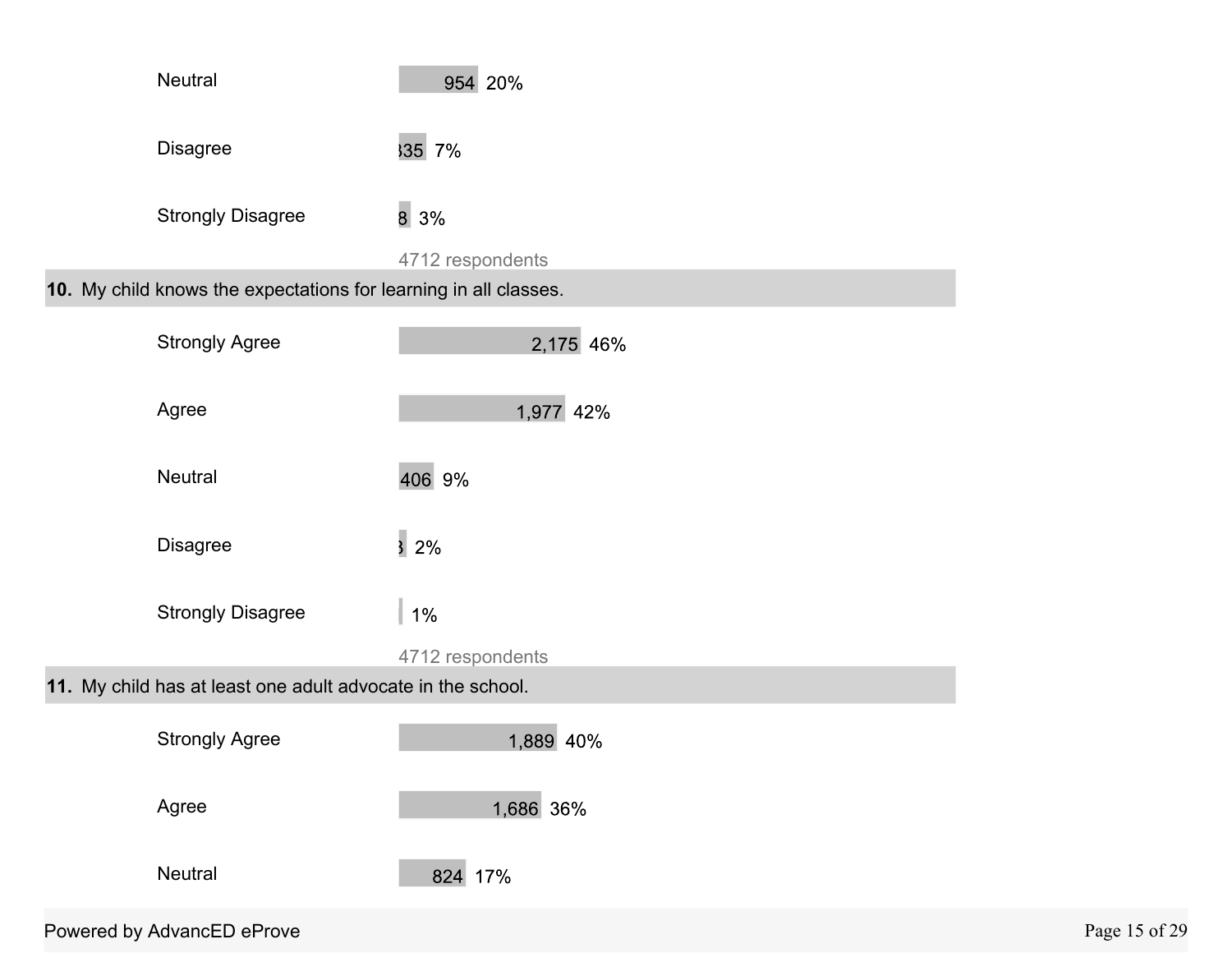| Response | Count | Percent |
|---|---|---|
| Neutral | 954 | 20% |
| Disagree | 335 | 7% |
| Strongly Disagree | 8 | 3% |

4712 respondents

**10.** My child knows the expectations for learning in all classes.

| Response | Count | Percent |
|---|---|---|
| Strongly Agree | 2,175 | 46% |
| Agree | 1,977 | 42% |
| Neutral | 406 | 9% |
| Disagree | 3 | 2% |
| Strongly Disagree | | 1% |

4712 respondents

**11.** My child has at least one adult advocate in the school.

| Response | Count | Percent |
|---|---|---|
| Strongly Agree | 1,889 | 40% |
| Agree | 1,686 | 36% |
| Neutral | 824 | 17% |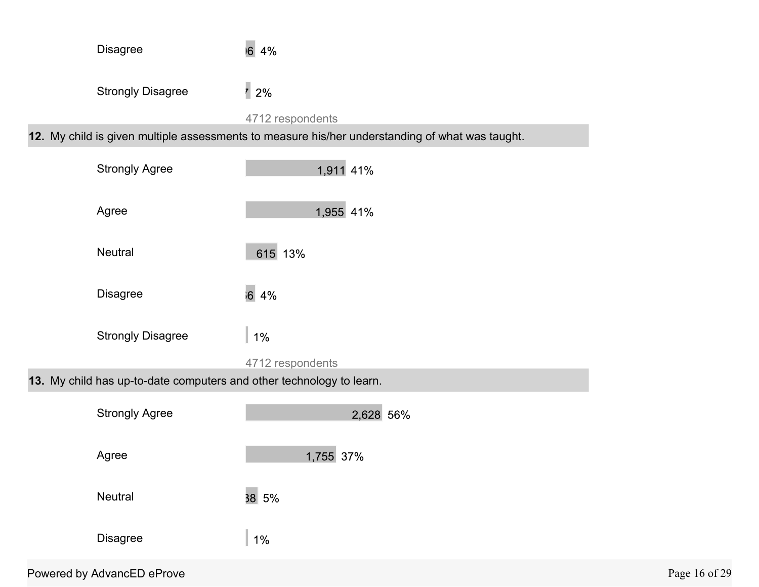| | | |
|---|---|---|
| Disagree | )6 | 4% |
| Strongly Disagree | ' | 2% |

4712 respondents

**12.** My child is given multiple assessments to measure his/her understanding of what was taught.

| | | |
|---|---|---|
| Strongly Agree | 1,911 | 41% |
| Agree | 1,955 | 41% |
| Neutral | 615 | 13% |
| Disagree | i6 | 4% |
| Strongly Disagree | | 1% |

4712 respondents

**13.** My child has up-to-date computers and other technology to learn.

| | | |
|---|---|---|
| Strongly Agree | 2,628 | 56% |
| Agree | 1,755 | 37% |
| Neutral | 38 | 5% |
| Disagree | | 1% |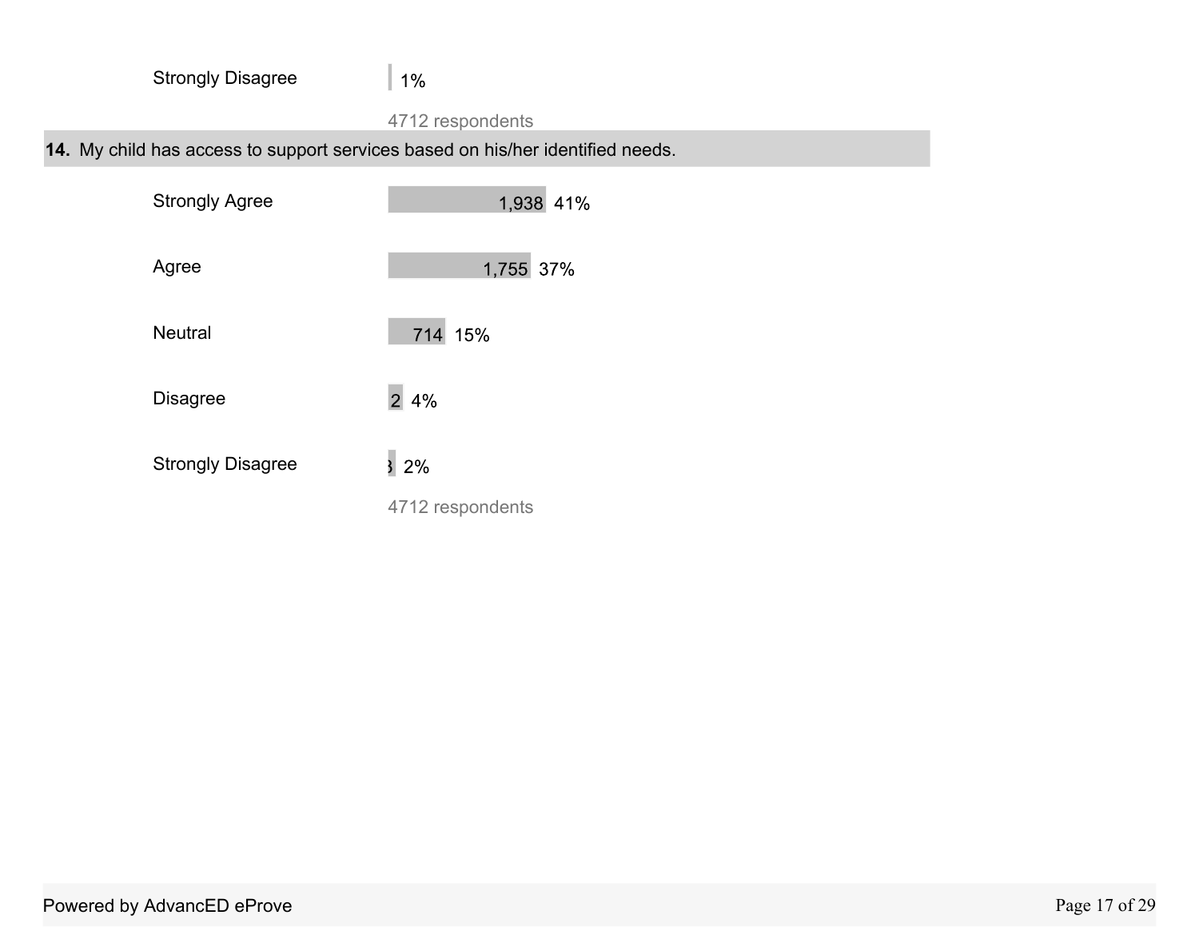| | |
|---|---|
| Strongly Disagree | 1% |

4712 respondents

**14.** My child has access to support services based on his/her identified needs.

| Response | Count | Percent |
|---|---|---|
| Strongly Agree | 1,938 | 41% |
| Agree | 1,755 | 37% |
| Neutral | 714 | 15% |
| Disagree | 2 | 4% |
| Strongly Disagree | 3 | 2% |

4712 respondents

Powered by AdvancED eProve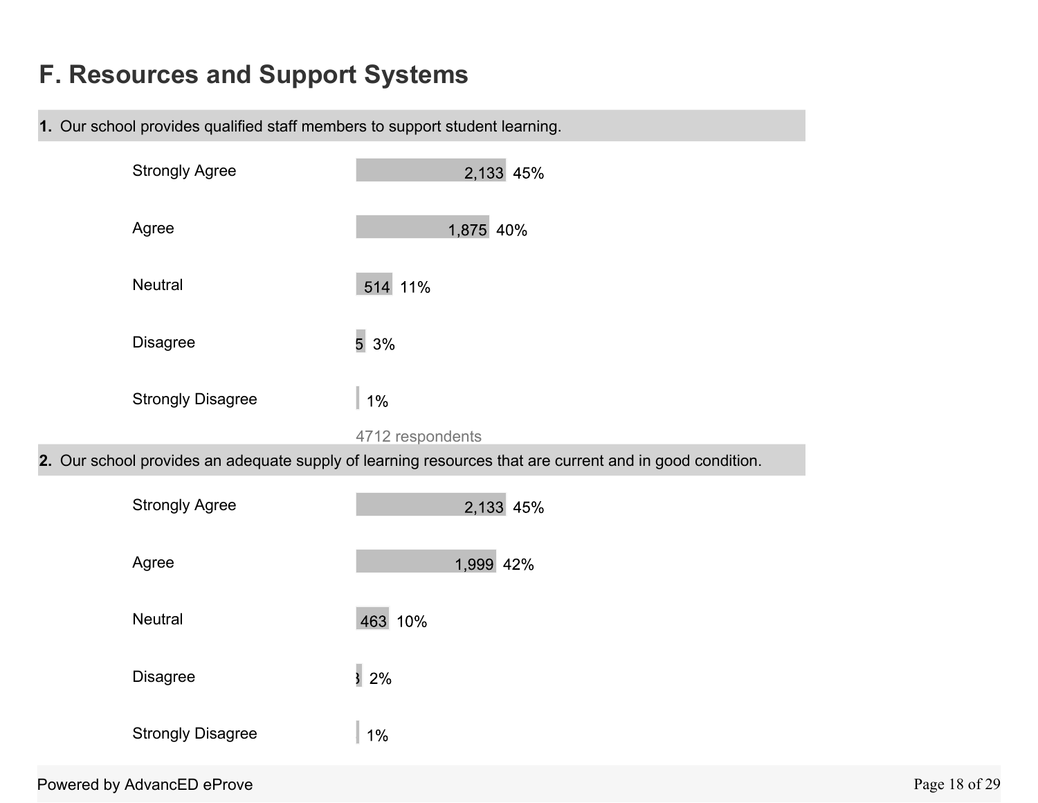## F. Resources and Support Systems

**1.** Our school provides qualified staff members to support student learning.

| Response | Count | Percent |
|---|---|---|
| Strongly Agree | 2,133 | 45% |
| Agree | 1,875 | 40% |
| Neutral | 514 | 11% |
| Disagree | 5 | 3% |
| Strongly Disagree | | 1% |

4712 respondents

**2.** Our school provides an adequate supply of learning resources that are current and in good condition.

| Response | Count | Percent |
|---|---|---|
| Strongly Agree | 2,133 | 45% |
| Agree | 1,999 | 42% |
| Neutral | 463 | 10% |
| Disagree | 3 | 2% |
| Strongly Disagree | | 1% |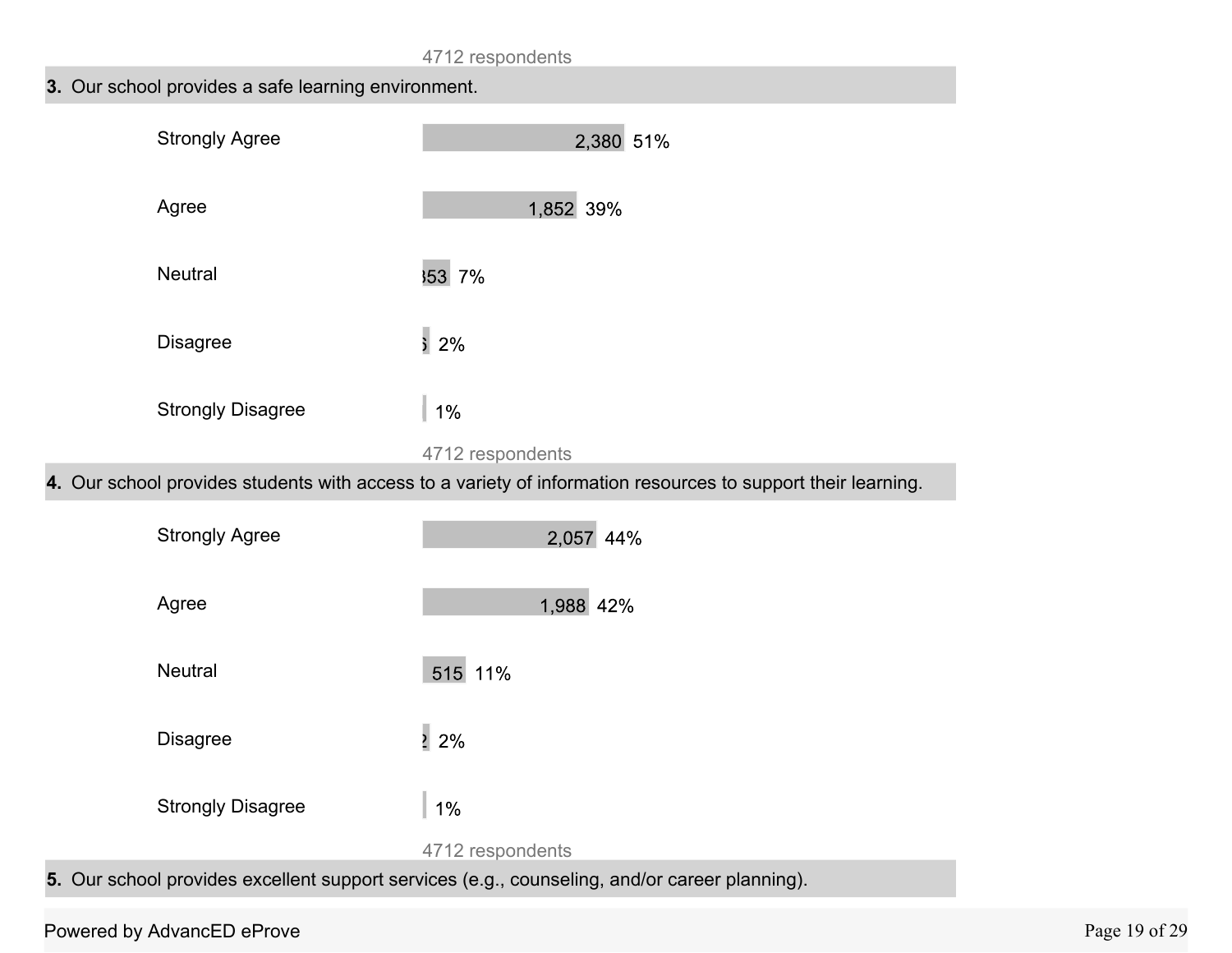4712 respondents

**3.** Our school provides a safe learning environment.

| Response | Count | Percent |
|---|---|---|
| Strongly Agree | 2,380 | 51% |
| Agree | 1,852 | 39% |
| Neutral | 353 | 7% |
| Disagree | | 2% |
| Strongly Disagree | | 1% |

4712 respondents

**4.** Our school provides students with access to a variety of information resources to support their learning.

| Response | Count | Percent |
|---|---|---|
| Strongly Agree | 2,057 | 44% |
| Agree | 1,988 | 42% |
| Neutral | 515 | 11% |
| Disagree | | 2% |
| Strongly Disagree | | 1% |

4712 respondents

**5.** Our school provides excellent support services (e.g., counseling, and/or career planning).

Powered by AdvancED eProve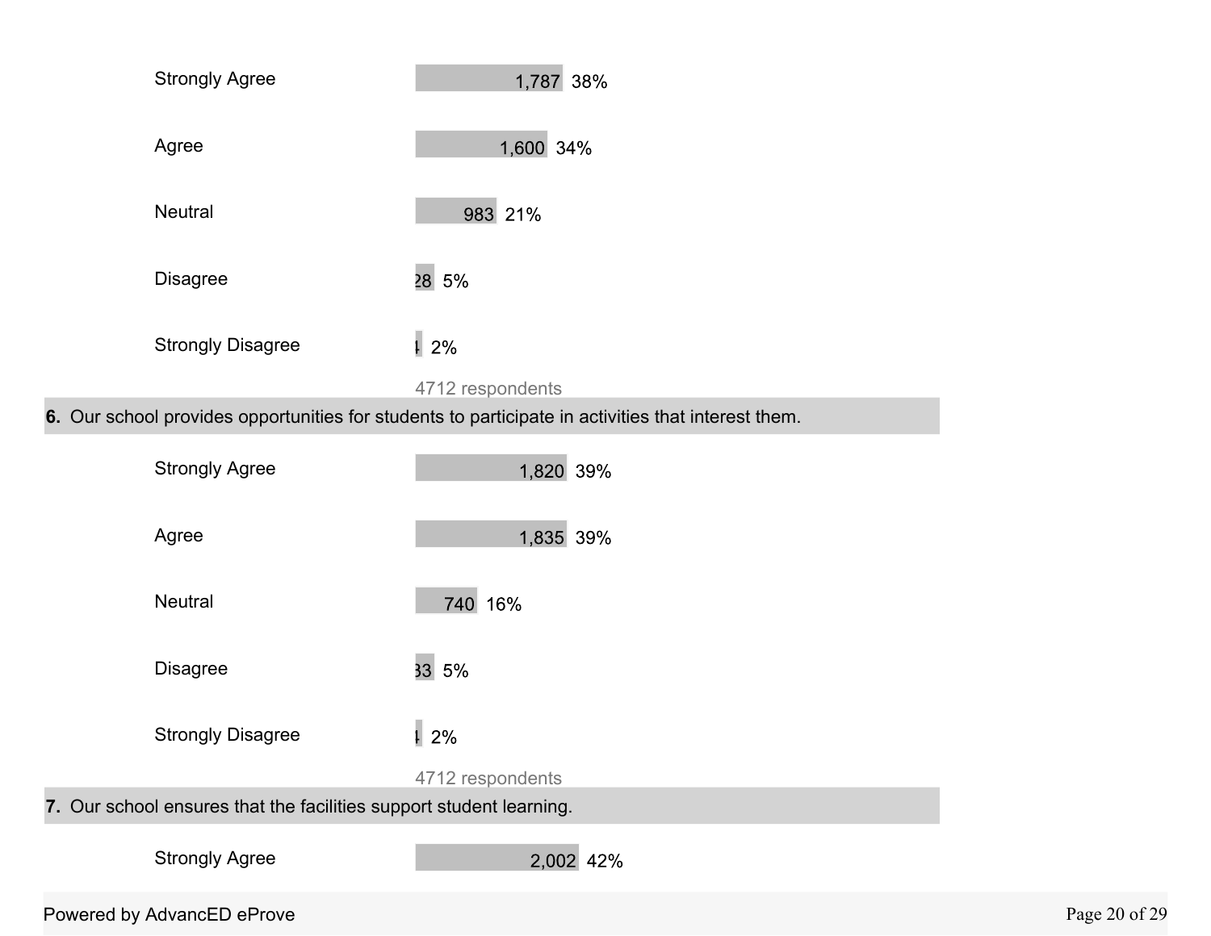| Response | Count | Percent |
|---|---|---|
| Strongly Agree | 1,787 | 38% |
| Agree | 1,600 | 34% |
| Neutral | 983 | 21% |
| Disagree | 28 | 5% |
| Strongly Disagree | 4 | 2% |

4712 respondents

**6.** Our school provides opportunities for students to participate in activities that interest them.

| Response | Count | Percent |
|---|---|---|
| Strongly Agree | 1,820 | 39% |
| Agree | 1,835 | 39% |
| Neutral | 740 | 16% |
| Disagree | 33 | 5% |
| Strongly Disagree | 4 | 2% |

4712 respondents

**7.** Our school ensures that the facilities support student learning.

| Response | Count | Percent |
|---|---|---|
| Strongly Agree | 2,002 | 42% |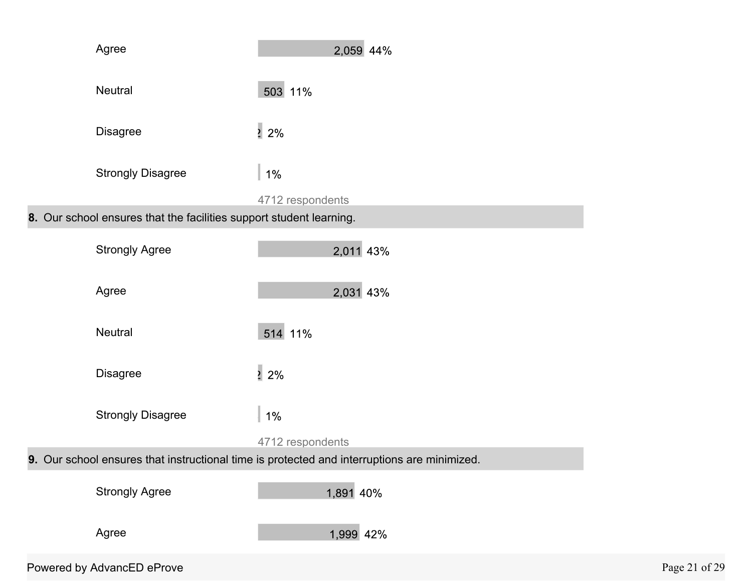| Response | Count | Percent |
|---|---|---|
| Agree | 2,059 | 44% |
| Neutral | 503 | 11% |
| Disagree | ? | 2% |
| Strongly Disagree | | 1% |

4712 respondents

**8.** Our school ensures that the facilities support student learning.

| Response | Count | Percent |
|---|---|---|
| Strongly Agree | 2,011 | 43% |
| Agree | 2,031 | 43% |
| Neutral | 514 | 11% |
| Disagree | ? | 2% |
| Strongly Disagree | | 1% |

4712 respondents

**9.** Our school ensures that instructional time is protected and interruptions are minimized.

| Response | Count | Percent |
|---|---|---|
| Strongly Agree | 1,891 | 40% |
| Agree | 1,999 | 42% |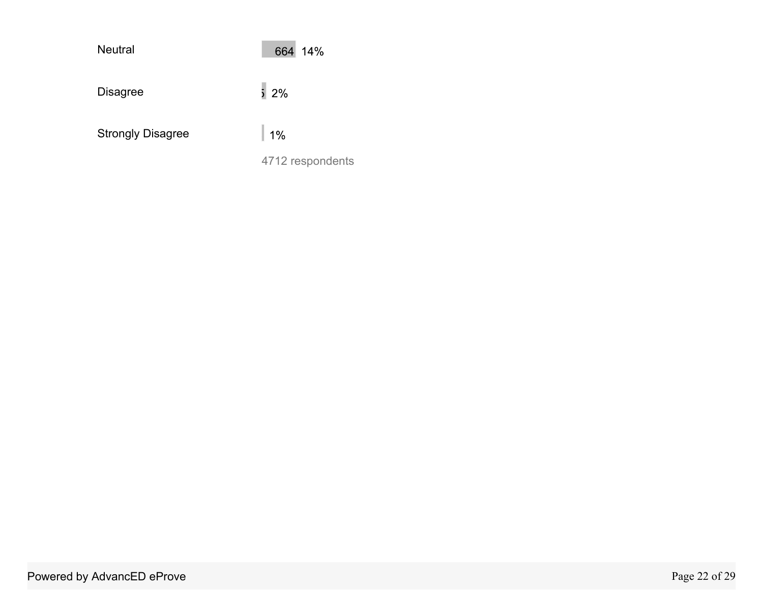| Response | Count | Percent |
|---|---|---|
| Neutral | 664 | 14% |
| Disagree | 5 | 2% |
| Strongly Disagree | | 1% |

4712 respondents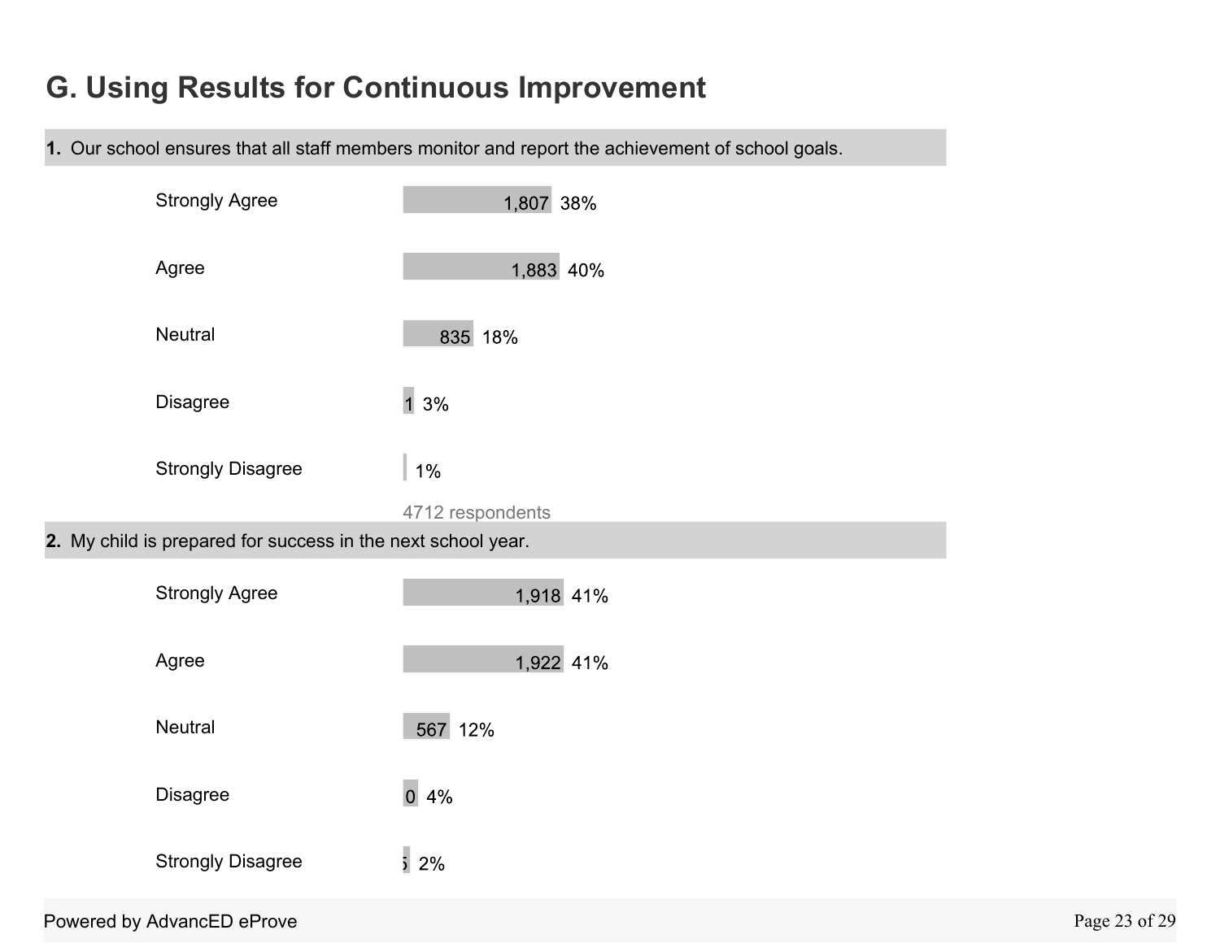# G. Using Results for Continuous Improvement

**1.** Our school ensures that all staff members monitor and report the achievement of school goals.

| Response | Count | Percent |
|---|---|---|
| Strongly Agree | 1,807 | 38% |
| Agree | 1,883 | 40% |
| Neutral | 835 | 18% |
| Disagree | 1 | 3% |
| Strongly Disagree | | 1% |

4712 respondents

**2.** My child is prepared for success in the next school year.

| Response | Count | Percent |
|---|---|---|
| Strongly Agree | 1,918 | 41% |
| Agree | 1,922 | 41% |
| Neutral | 567 | 12% |
| Disagree | 0 | 4% |
| Strongly Disagree | 5 | 2% |

Powered by AdvancED eProve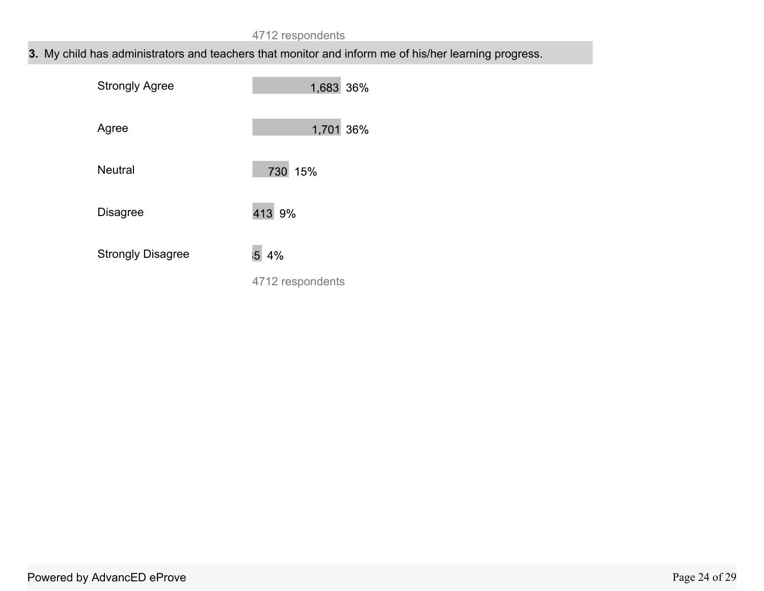4712 respondents

**3.** My child has administrators and teachers that monitor and inform me of his/her learning progress.

| Response | Count | Percent |
|---|---|---|
| Strongly Agree | 1,683 | 36% |
| Agree | 1,701 | 36% |
| Neutral | 730 | 15% |
| Disagree | 413 | 9% |
| Strongly Disagree | 185 | 4% |

4712 respondents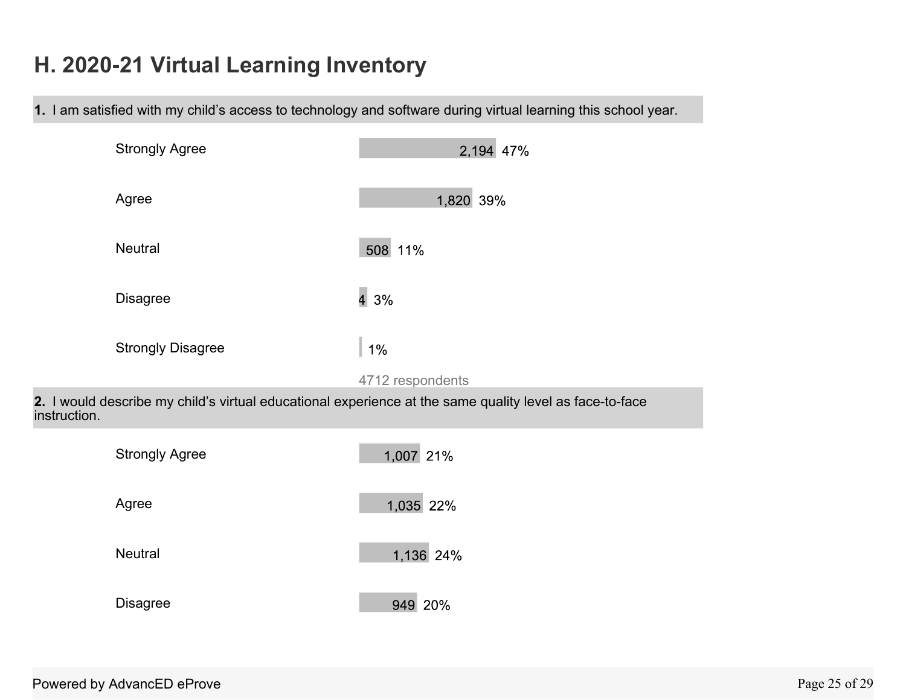# H. 2020-21 Virtual Learning Inventory

**1.** I am satisfied with my child's access to technology and software during virtual learning this school year.

| Response | Count | Percent |
|---|---|---|
| Strongly Agree | 2,194 | 47% |
| Agree | 1,820 | 39% |
| Neutral | 508 | 11% |
| Disagree | 4 | 3% |
| Strongly Disagree | | 1% |

4712 respondents

**2.** I would describe my child's virtual educational experience at the same quality level as face-to-face instruction.

| Response | Count | Percent |
|---|---|---|
| Strongly Agree | 1,007 | 21% |
| Agree | 1,035 | 22% |
| Neutral | 1,136 | 24% |
| Disagree | 949 | 20% |

Powered by AdvancED eProve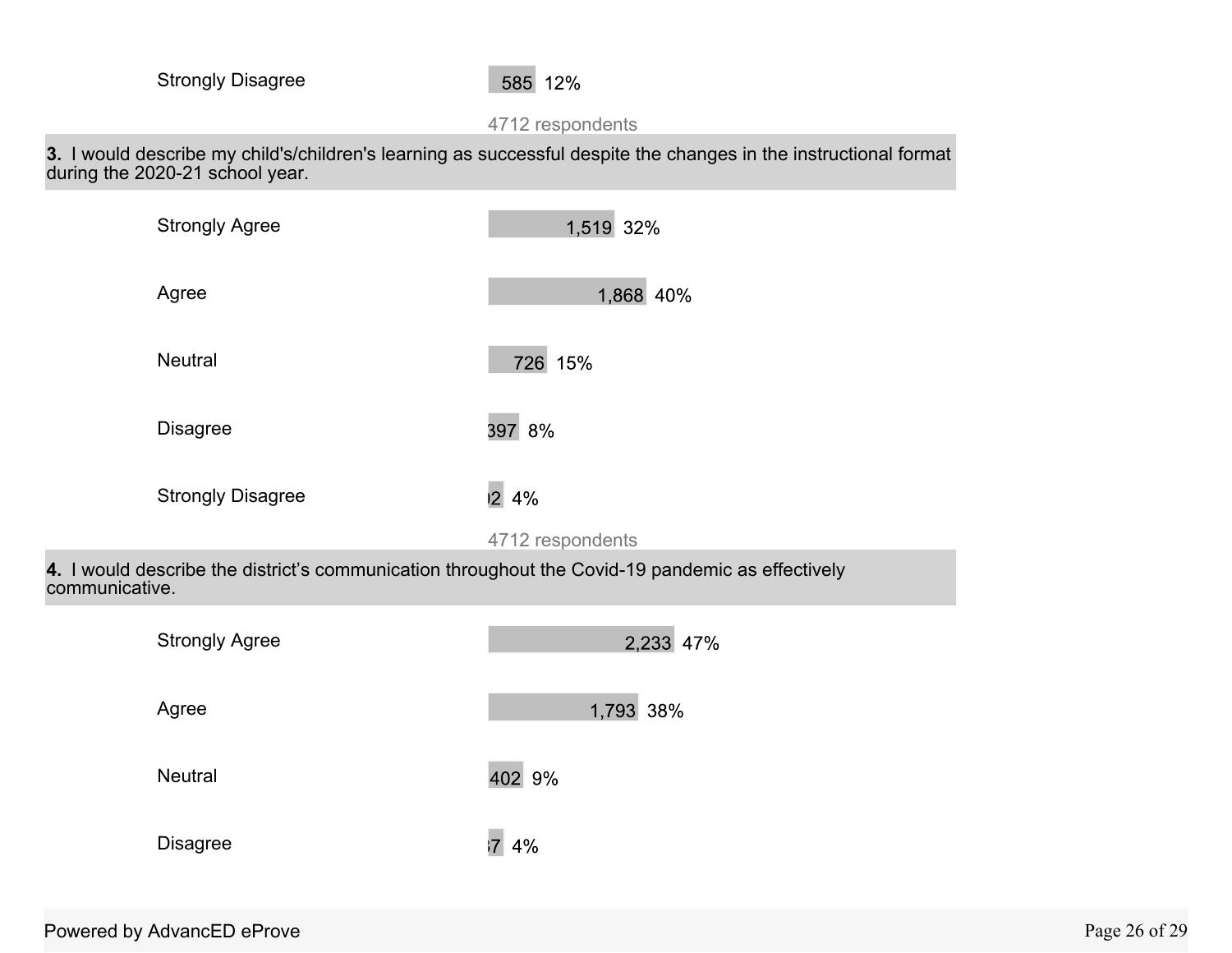| Response | Count | Percent |
|---|---|---|
| Strongly Disagree | 585 | 12% |

4712 respondents

**3.** I would describe my child's/children's learning as successful despite the changes in the instructional format during the 2020-21 school year.

| Response | Count | Percent |
|---|---|---|
| Strongly Agree | 1,519 | 32% |
| Agree | 1,868 | 40% |
| Neutral | 726 | 15% |
| Disagree | 397 | 8% |
| Strongly Disagree | 02 | 4% |

4712 respondents

**4.** I would describe the district's communication throughout the Covid-19 pandemic as effectively communicative.

| Response | Count | Percent |
|---|---|---|
| Strongly Agree | 2,233 | 47% |
| Agree | 1,793 | 38% |
| Neutral | 402 | 9% |
| Disagree | 7 | 4% |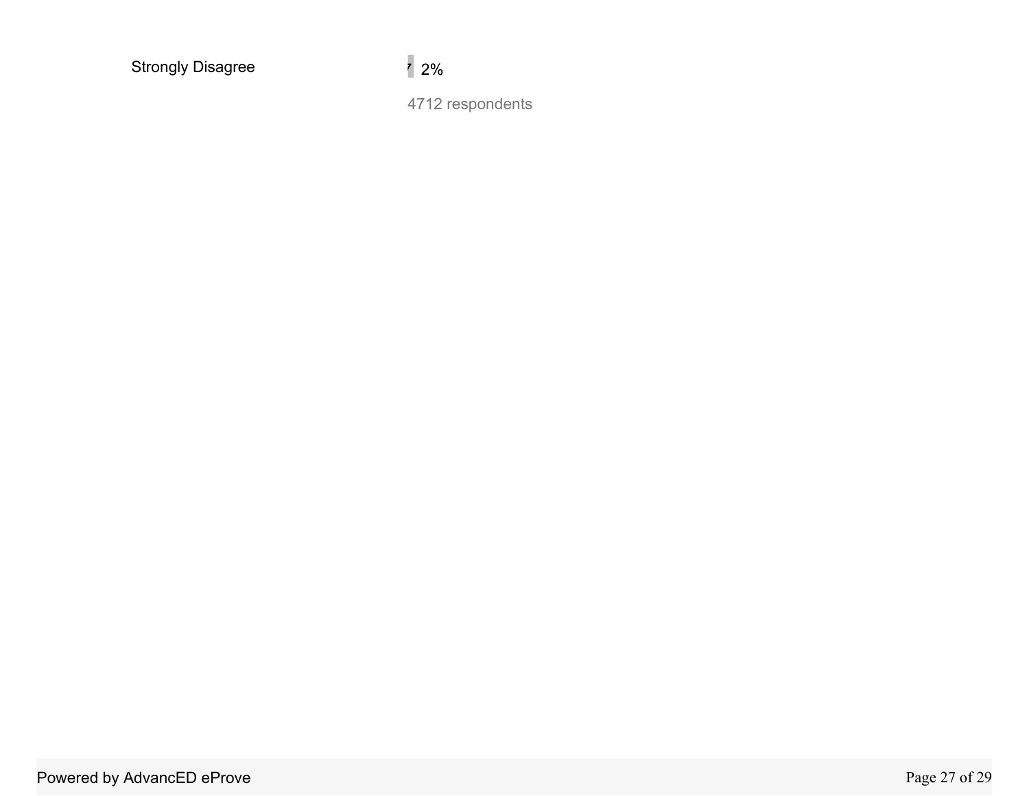| | |
|---|---|
| Strongly Disagree | 2% |

4712 respondents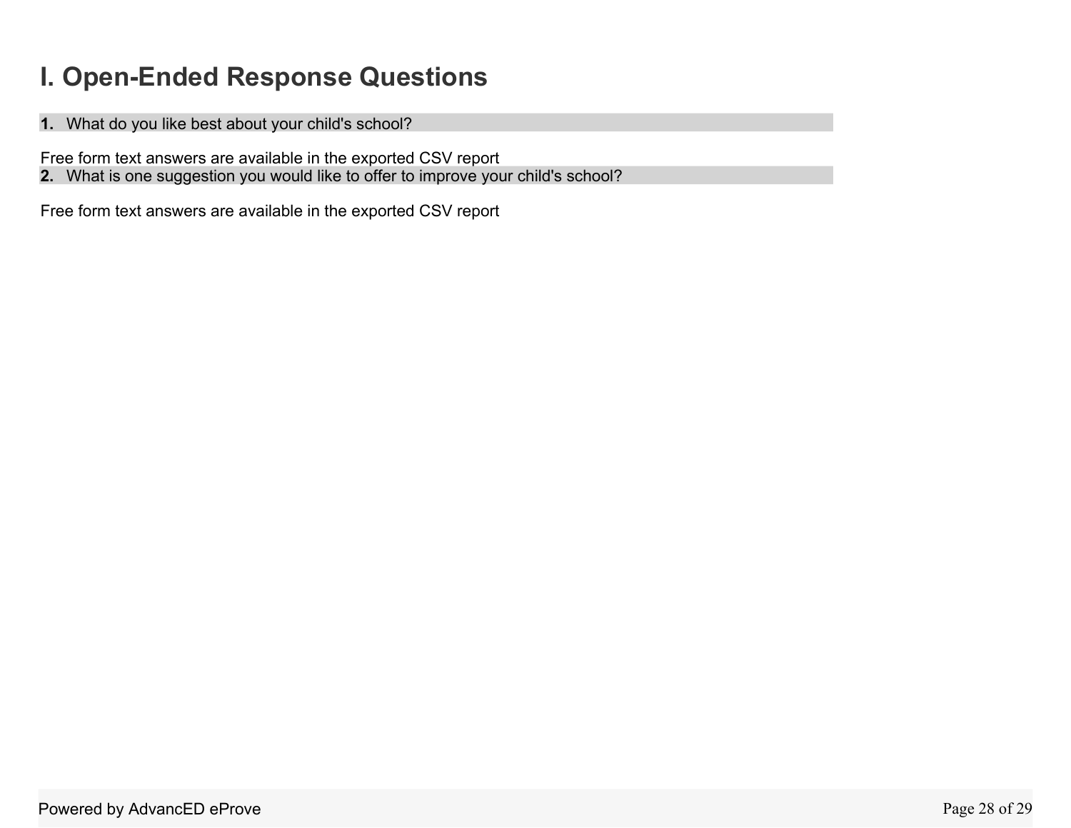# I. Open-Ended Response Questions

**1.** What do you like best about your child's school?

Free form text answers are available in the exported CSV report

**2.** What is one suggestion you would like to offer to improve your child's school?

Free form text answers are available in the exported CSV report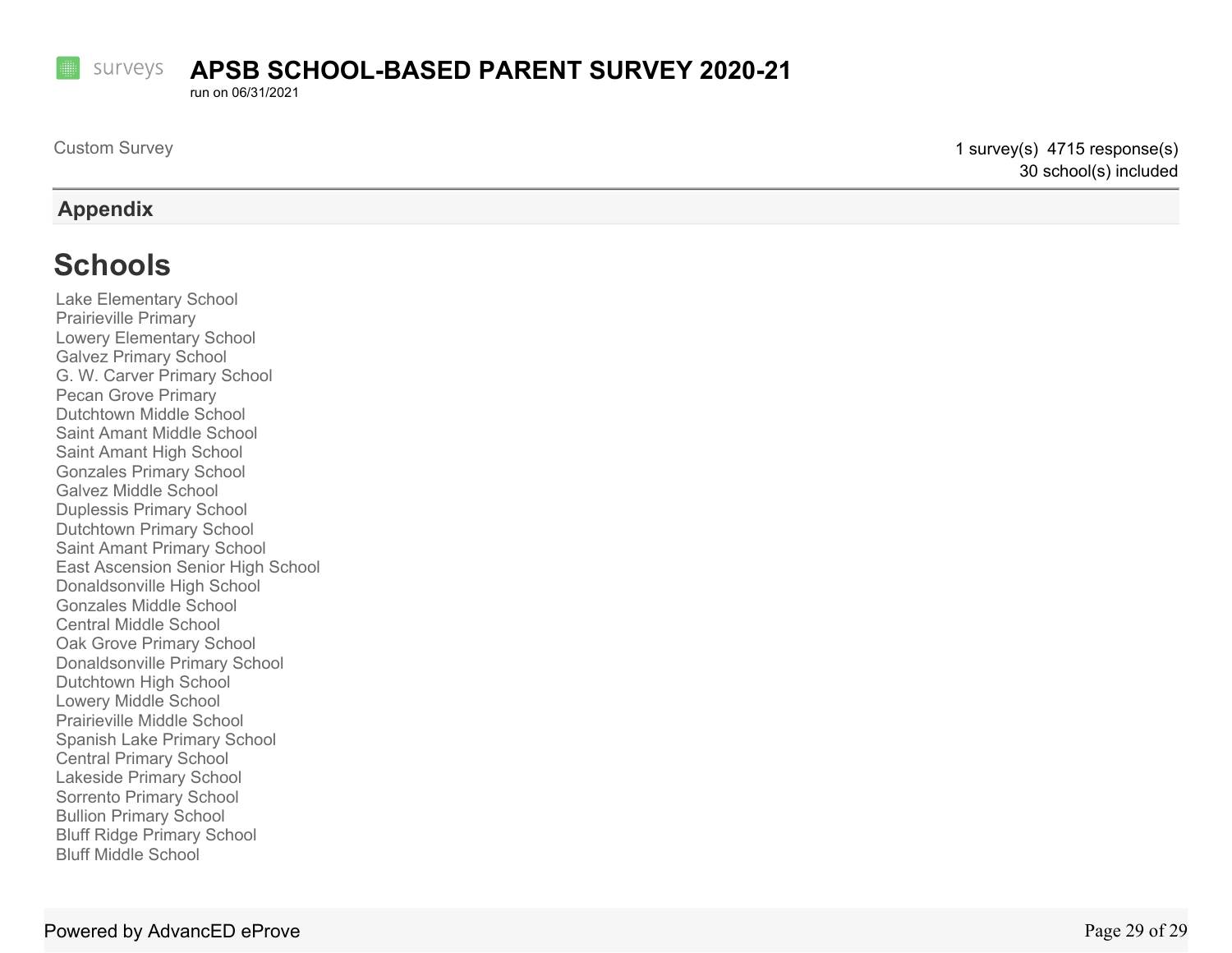# APSB SCHOOL-BASED PARENT SURVEY 2020-21

run on 06/31/2021

Custom Survey

1 survey(s) 4715 response(s)
30 school(s) included

## Appendix

# Schools

Lake Elementary School
Prairieville Primary
Lowery Elementary School
Galvez Primary School
G. W. Carver Primary School
Pecan Grove Primary
Dutchtown Middle School
Saint Amant Middle School
Saint Amant High School
Gonzales Primary School
Galvez Middle School
Duplessis Primary School
Dutchtown Primary School
Saint Amant Primary School
East Ascension Senior High School
Donaldsonville High School
Gonzales Middle School
Central Middle School
Oak Grove Primary School
Donaldsonville Primary School
Dutchtown High School
Lowery Middle School
Prairieville Middle School
Spanish Lake Primary School
Central Primary School
Lakeside Primary School
Sorrento Primary School
Bullion Primary School
Bluff Ridge Primary School
Bluff Middle School